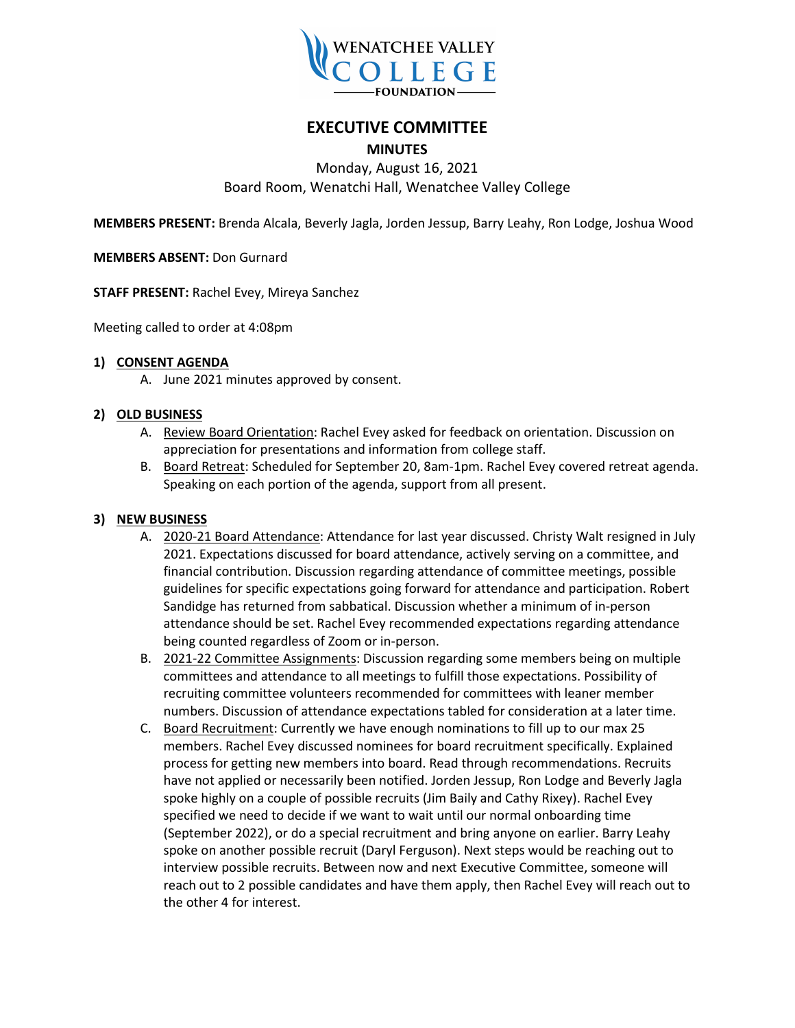WENATCHEE VALLEY COLLEGE FOUNDATION

# EXECUTIVE COMMITTEE

## MINUTES

Monday, August 16, 2021
Board Room, Wenatchi Hall, Wenatchee Valley College

**MEMBERS PRESENT:** Brenda Alcala, Beverly Jagla, Jorden Jessup, Barry Leahy, Ron Lodge, Joshua Wood

**MEMBERS ABSENT:** Don Gurnard

**STAFF PRESENT:** Rachel Evey, Mireya Sanchez

Meeting called to order at 4:08pm

### 1) CONSENT AGENDA

A. June 2021 minutes approved by consent.

### 2) OLD BUSINESS

A. Review Board Orientation: Rachel Evey asked for feedback on orientation. Discussion on appreciation for presentations and information from college staff.

B. Board Retreat: Scheduled for September 20, 8am-1pm. Rachel Evey covered retreat agenda. Speaking on each portion of the agenda, support from all present.

### 3) NEW BUSINESS

A. 2020-21 Board Attendance: Attendance for last year discussed. Christy Walt resigned in July 2021. Expectations discussed for board attendance, actively serving on a committee, and financial contribution. Discussion regarding attendance of committee meetings, possible guidelines for specific expectations going forward for attendance and participation. Robert Sandidge has returned from sabbatical. Discussion whether a minimum of in-person attendance should be set. Rachel Evey recommended expectations regarding attendance being counted regardless of Zoom or in-person.

B. 2021-22 Committee Assignments: Discussion regarding some members being on multiple committees and attendance to all meetings to fulfill those expectations. Possibility of recruiting committee volunteers recommended for committees with leaner member numbers. Discussion of attendance expectations tabled for consideration at a later time.

C. Board Recruitment: Currently we have enough nominations to fill up to our max 25 members. Rachel Evey discussed nominees for board recruitment specifically. Explained process for getting new members into board. Read through recommendations. Recruits have not applied or necessarily been notified. Jorden Jessup, Ron Lodge and Beverly Jagla spoke highly on a couple of possible recruits (Jim Baily and Cathy Rixey). Rachel Evey specified we need to decide if we want to wait until our normal onboarding time (September 2022), or do a special recruitment and bring anyone on earlier. Barry Leahy spoke on another possible recruit (Daryl Ferguson). Next steps would be reaching out to interview possible recruits. Between now and next Executive Committee, someone will reach out to 2 possible candidates and have them apply, then Rachel Evey will reach out to the other 4 for interest.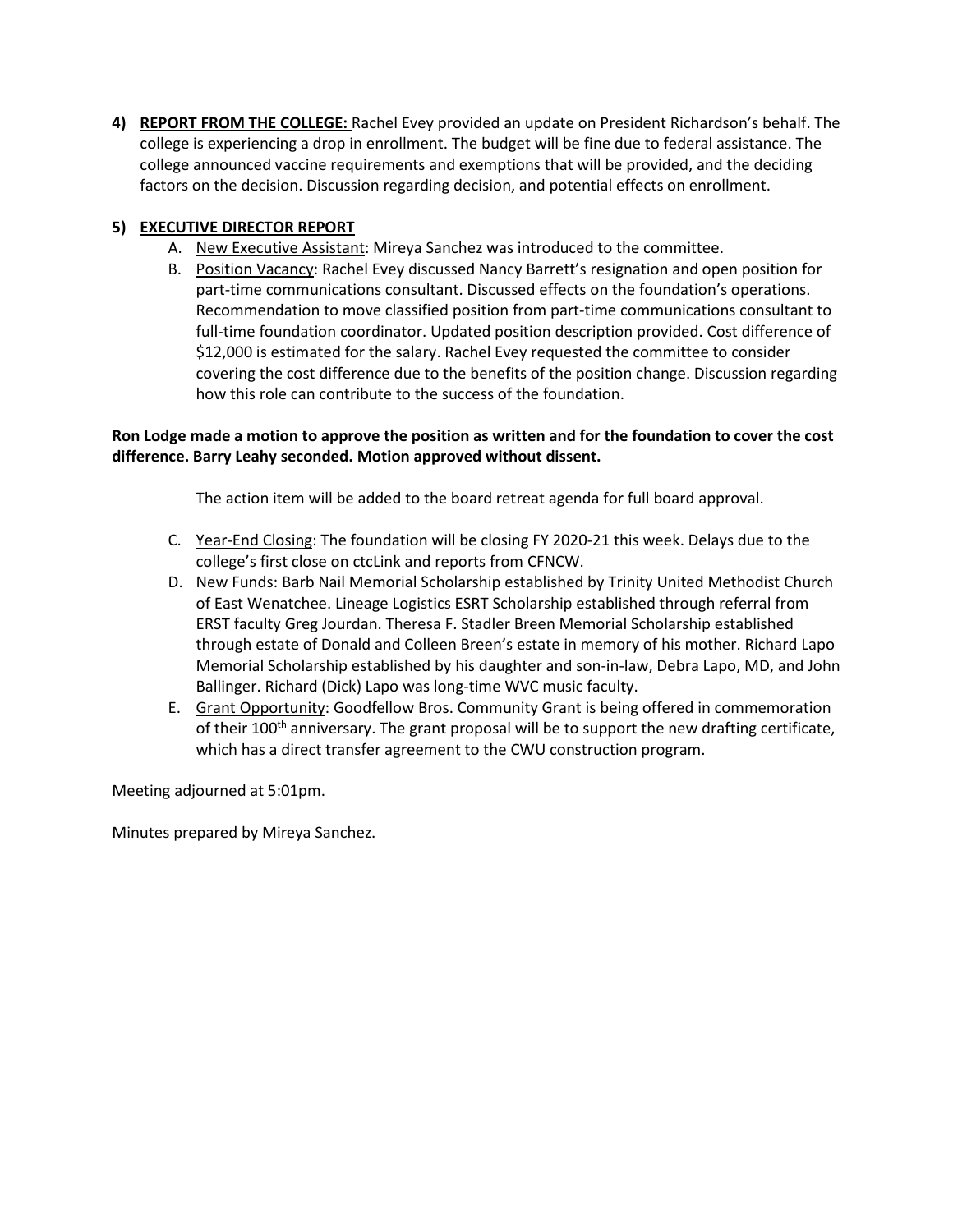4) **REPORT FROM THE COLLEGE:** Rachel Evey provided an update on President Richardson's behalf. The college is experiencing a drop in enrollment. The budget will be fine due to federal assistance. The college announced vaccine requirements and exemptions that will be provided, and the deciding factors on the decision. Discussion regarding decision, and potential effects on enrollment.

5) **EXECUTIVE DIRECTOR REPORT**

   A. New Executive Assistant: Mireya Sanchez was introduced to the committee.

   B. Position Vacancy: Rachel Evey discussed Nancy Barrett's resignation and open position for part-time communications consultant. Discussed effects on the foundation's operations. Recommendation to move classified position from part-time communications consultant to full-time foundation coordinator. Updated position description provided. Cost difference of $12,000 is estimated for the salary. Rachel Evey requested the committee to consider covering the cost difference due to the benefits of the position change. Discussion regarding how this role can contribute to the success of the foundation.

**Ron Lodge made a motion to approve the position as written and for the foundation to cover the cost difference. Barry Leahy seconded. Motion approved without dissent.**

The action item will be added to the board retreat agenda for full board approval.

   C. Year-End Closing: The foundation will be closing FY 2020-21 this week. Delays due to the college's first close on ctcLink and reports from CFNCW.

   D. New Funds: Barb Nail Memorial Scholarship established by Trinity United Methodist Church of East Wenatchee. Lineage Logistics ESRT Scholarship established through referral from ERST faculty Greg Jourdan. Theresa F. Stadler Breen Memorial Scholarship established through estate of Donald and Colleen Breen's estate in memory of his mother. Richard Lapo Memorial Scholarship established by his daughter and son-in-law, Debra Lapo, MD, and John Ballinger. Richard (Dick) Lapo was long-time WVC music faculty.

   E. Grant Opportunity: Goodfellow Bros. Community Grant is being offered in commemoration of their 100th anniversary. The grant proposal will be to support the new drafting certificate, which has a direct transfer agreement to the CWU construction program.

Meeting adjourned at 5:01pm.

Minutes prepared by Mireya Sanchez.